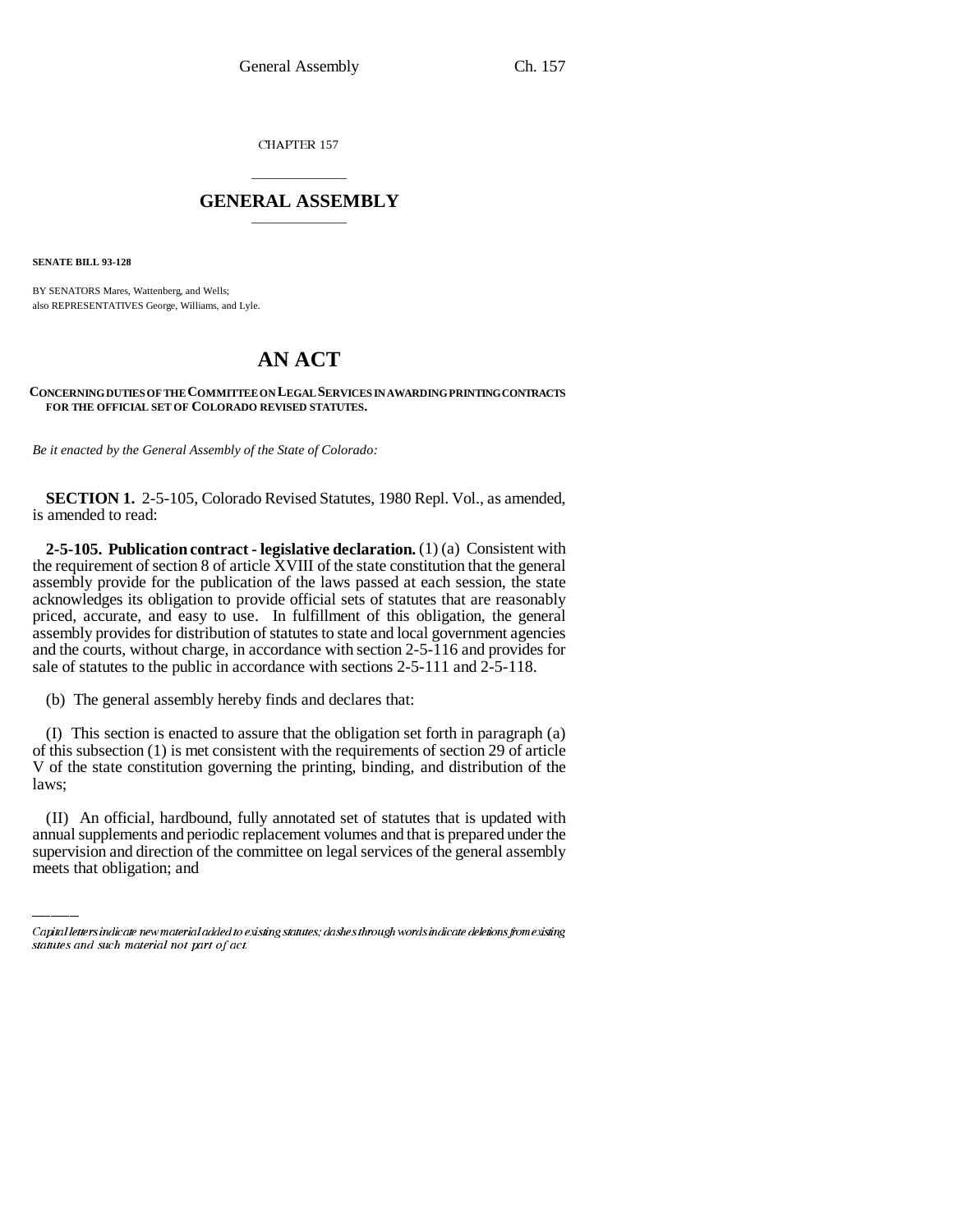CHAPTER 157

# GENERAL ASSEMBLY

**SENATE BILL 93-128**

BY SENATORS Mares, Wattenberg, and Wells;
also REPRESENTATIVES George, Williams, and Lyle.

# AN ACT

**CONCERNING DUTIES OF THE COMMITTEE ON LEGAL SERVICES IN AWARDING PRINTING CONTRACTS FOR THE OFFICIAL SET OF COLORADO REVISED STATUTES.**

*Be it enacted by the General Assembly of the State of Colorado:*

**SECTION 1.** 2-5-105, Colorado Revised Statutes, 1980 Repl. Vol., as amended, is amended to read:

**2-5-105. Publication contract - legislative declaration.** (1) (a) Consistent with the requirement of section 8 of article XVIII of the state constitution that the general assembly provide for the publication of the laws passed at each session, the state acknowledges its obligation to provide official sets of statutes that are reasonably priced, accurate, and easy to use. In fulfillment of this obligation, the general assembly provides for distribution of statutes to state and local government agencies and the courts, without charge, in accordance with section 2-5-116 and provides for sale of statutes to the public in accordance with sections 2-5-111 and 2-5-118.

(b) The general assembly hereby finds and declares that:

(I) This section is enacted to assure that the obligation set forth in paragraph (a) of this subsection (1) is met consistent with the requirements of section 29 of article V of the state constitution governing the printing, binding, and distribution of the laws;

(II) An official, hardbound, fully annotated set of statutes that is updated with annual supplements and periodic replacement volumes and that is prepared under the supervision and direction of the committee on legal services of the general assembly meets that obligation; and

Capital letters indicate new material added to existing statutes; dashes through words indicate deletions from existing statutes and such material not part of act.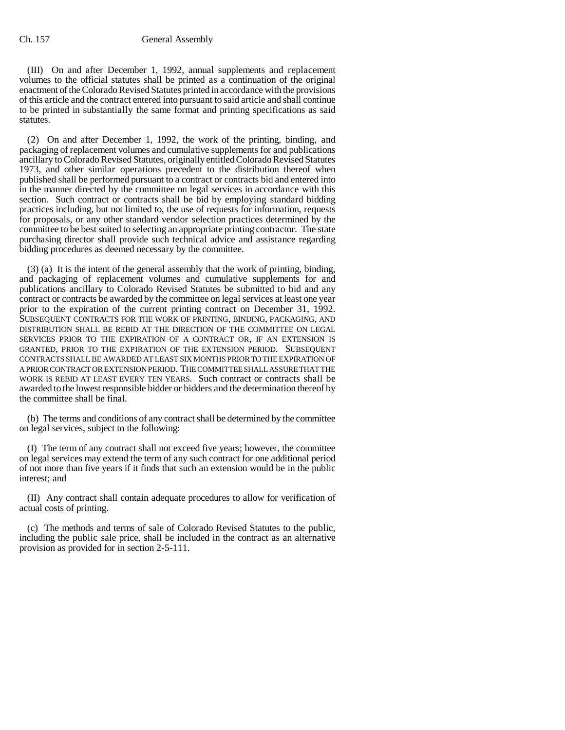(III) On and after December 1, 1992, annual supplements and replacement volumes to the official statutes shall be printed as a continuation of the original enactment of the Colorado Revised Statutes printed in accordance with the provisions of this article and the contract entered into pursuant to said article and shall continue to be printed in substantially the same format and printing specifications as said statutes.

(2) On and after December 1, 1992, the work of the printing, binding, and packaging of replacement volumes and cumulative supplements for and publications ancillary to Colorado Revised Statutes, originally entitled Colorado Revised Statutes 1973, and other similar operations precedent to the distribution thereof when published shall be performed pursuant to a contract or contracts bid and entered into in the manner directed by the committee on legal services in accordance with this section. Such contract or contracts shall be bid by employing standard bidding practices including, but not limited to, the use of requests for information, requests for proposals, or any other standard vendor selection practices determined by the committee to be best suited to selecting an appropriate printing contractor. The state purchasing director shall provide such technical advice and assistance regarding bidding procedures as deemed necessary by the committee.

(3) (a) It is the intent of the general assembly that the work of printing, binding, and packaging of replacement volumes and cumulative supplements for and publications ancillary to Colorado Revised Statutes be submitted to bid and any contract or contracts be awarded by the committee on legal services at least one year prior to the expiration of the current printing contract on December 31, 1992. SUBSEQUENT CONTRACTS FOR THE WORK OF PRINTING, BINDING, PACKAGING, AND DISTRIBUTION SHALL BE REBID AT THE DIRECTION OF THE COMMITTEE ON LEGAL SERVICES PRIOR TO THE EXPIRATION OF A CONTRACT OR, IF AN EXTENSION IS GRANTED, PRIOR TO THE EXPIRATION OF THE EXTENSION PERIOD. SUBSEQUENT CONTRACTS SHALL BE AWARDED AT LEAST SIX MONTHS PRIOR TO THE EXPIRATION OF A PRIOR CONTRACT OR EXTENSION PERIOD. THE COMMITTEE SHALL ASSURE THAT THE WORK IS REBID AT LEAST EVERY TEN YEARS. Such contract or contracts shall be awarded to the lowest responsible bidder or bidders and the determination thereof by the committee shall be final.

(b) The terms and conditions of any contract shall be determined by the committee on legal services, subject to the following:

(I) The term of any contract shall not exceed five years; however, the committee on legal services may extend the term of any such contract for one additional period of not more than five years if it finds that such an extension would be in the public interest; and

(II) Any contract shall contain adequate procedures to allow for verification of actual costs of printing.

(c) The methods and terms of sale of Colorado Revised Statutes to the public, including the public sale price, shall be included in the contract as an alternative provision as provided for in section 2-5-111.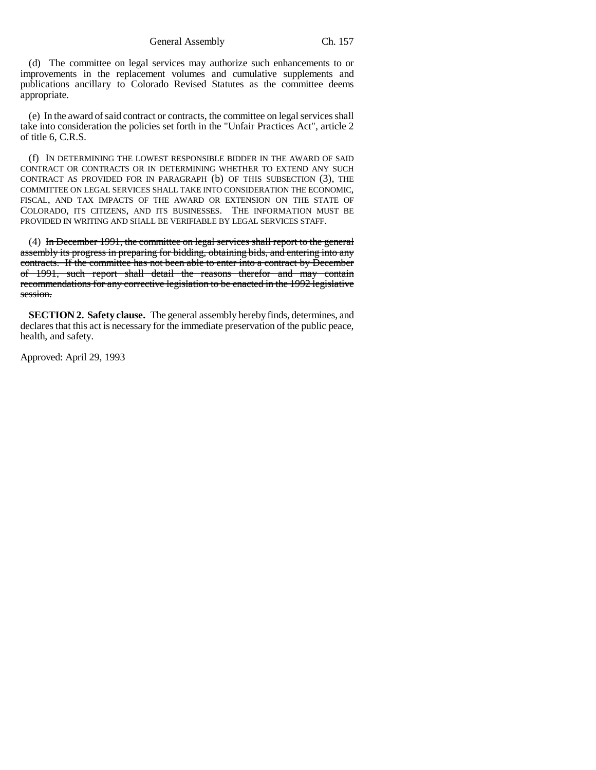(d) The committee on legal services may authorize such enhancements to or improvements in the replacement volumes and cumulative supplements and publications ancillary to Colorado Revised Statutes as the committee deems appropriate.

(e) In the award of said contract or contracts, the committee on legal services shall take into consideration the policies set forth in the "Unfair Practices Act", article 2 of title 6, C.R.S.

(f) IN DETERMINING THE LOWEST RESPONSIBLE BIDDER IN THE AWARD OF SAID CONTRACT OR CONTRACTS OR IN DETERMINING WHETHER TO EXTEND ANY SUCH CONTRACT AS PROVIDED FOR IN PARAGRAPH (b) OF THIS SUBSECTION (3), THE COMMITTEE ON LEGAL SERVICES SHALL TAKE INTO CONSIDERATION THE ECONOMIC, FISCAL, AND TAX IMPACTS OF THE AWARD OR EXTENSION ON THE STATE OF COLORADO, ITS CITIZENS, AND ITS BUSINESSES. THE INFORMATION MUST BE PROVIDED IN WRITING AND SHALL BE VERIFIABLE BY LEGAL SERVICES STAFF.

(4) ~~In December 1991, the committee on legal services shall report to the general assembly its progress in preparing for bidding, obtaining bids, and entering into any contracts. If the committee has not been able to enter into a contract by December of 1991, such report shall detail the reasons therefor and may contain recommendations for any corrective legislation to be enacted in the 1992 legislative session.~~

**SECTION 2. Safety clause.** The general assembly hereby finds, determines, and declares that this act is necessary for the immediate preservation of the public peace, health, and safety.

Approved: April 29, 1993